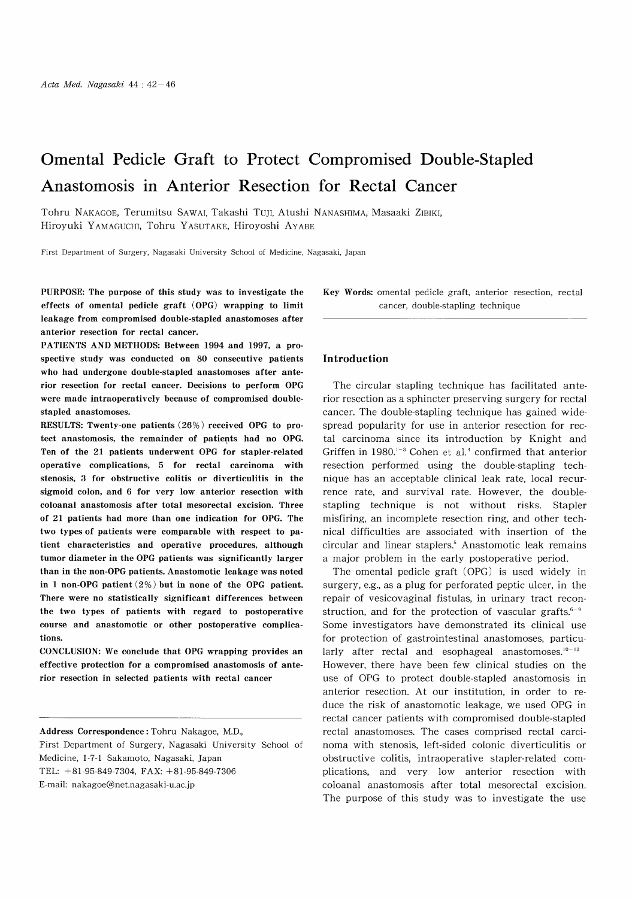# Omental Pedicle Graft to Protect Compromised Double-Stapled Anastomosis in Anterior Resection for Rectal Cancer

Tohru NAKAGOE, Terumitsu SAWAI, Takashi TUJI, Atushi NANASHIMA, Masaaki ZIBIKI, Hiroyuki YAMAGUCHI, Tohru YASUTAKE, Hiroyoshi AYABE

First Department of Surgery, Nagasaki University School of Medicine, Nagasaki, Japan

**PURPOSE: The purpose of this study was to investigate the effects of omental pedicle graft (OPG) wrapping to limit leakage from compromised double-stapled anastomoses after anterior resection for rectal cancer.**

**PATIENTS AND METHODS: Between 1994 and 1997, a prospective study was conducted on 80 consecutive patients who had undergone double-stapled anastomoses after anterior resection for rectal cancer. Decisions to perform OPG were made intraoperatively because of compromised double-stapled anastomoses.**

**RESULTS: Twenty-one patients (26%) received OPG to protect anastomosis, the remainder of patients had no OPG. Ten of the 21 patients underwent OPG for stapler-related operative complications, 5 for rectal carcinoma with stenosis, 3 for obstructive colitis or diverticulitis in the sigmoid colon, and 6 for very low anterior resection with coloanal anastomosis after total mesorectal excision. Three of 21 patients had more than one indication for OPG. The two types of patients were comparable with respect to patient characteristics and operative procedures, although tumor diameter in the OPG patients was significantly larger than in the non-OPG patients. Anastomotic leakage was noted in 1 non-OPG patient (2%) but in none of the OPG patient. There were no statistically significant differences between the two types of patients with regard to postoperative course and anastomotic or other postoperative complications.**

**CONCLUSION: We conclude that OPG wrapping provides an effective protection for a compromised anastomosis of anterior resection in selected patients with rectal cancer**

**Key Words:** omental pedicle graft, anterior resection, rectal cancer, double-stapling technique

---

**Address Correspondence:** Tohru Nakagoe, M.D.,
First Department of Surgery, Nagasaki University School of Medicine, 1-7-1 Sakamoto, Nagasaki, Japan
TEL: +81-95-849-7304, FAX: +81-95-849-7306
E-mail: nakagoe@net.nagasaki-u.ac.jp

## Introduction

The circular stapling technique has facilitated anterior resection as a sphincter preserving surgery for rectal cancer. The double-stapling technique has gained widespread popularity for use in anterior resection for rectal carcinoma since its introduction by Knight and Griffen in 1980.[1-3] Cohen et al.[4] confirmed that anterior resection performed using the double-stapling technique has an acceptable clinical leak rate, local recurrence rate, and survival rate. However, the double-stapling technique is not without risks. Stapler misfiring, an incomplete resection ring, and other technical difficulties are associated with insertion of the circular and linear staplers.[5] Anastomotic leak remains a major problem in the early postoperative period.

The omental pedicle graft (OPG) is used widely in surgery, e.g., as a plug for perforated peptic ulcer, in the repair of vesicovaginal fistulas, in urinary tract reconstruction, and for the protection of vascular grafts.[6-9] Some investigators have demonstrated its clinical use for protection of gastrointestinal anastomoses, particularly after rectal and esophageal anastomoses.[10-12] However, there have been few clinical studies on the use of OPG to protect double-stapled anastomosis in anterior resection. At our institution, in order to reduce the risk of anastomotic leakage, we used OPG in rectal cancer patients with compromised double-stapled rectal anastomoses. The cases comprised rectal carcinoma with stenosis, left-sided colonic diverticulitis or obstructive colitis, intraoperative stapler-related complications, and very low anterior resection with coloanal anastomosis after total mesorectal excision. The purpose of this study was to investigate the use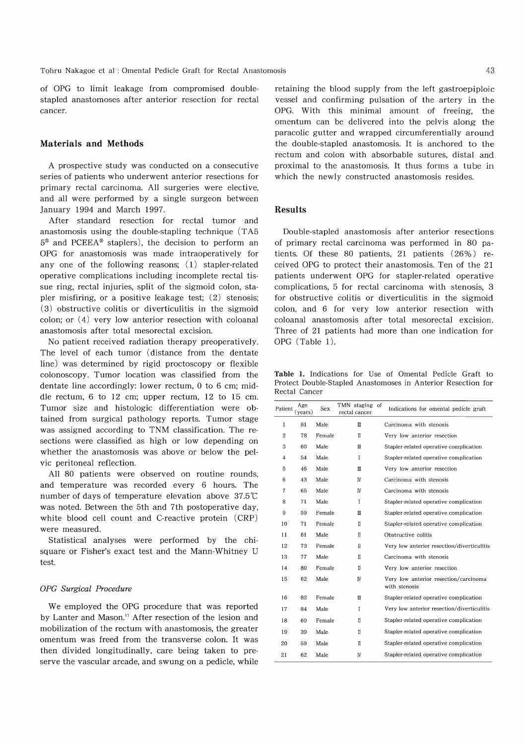of OPG to limit leakage from compromised double-stapled anastomoses after anterior resection for rectal cancer.

## Materials and Methods

A prospective study was conducted on a consecutive series of patients who underwent anterior resections for primary rectal carcinoma. All surgeries were elective, and all were performed by a single surgeon between January 1994 and March 1997.

After standard resection for rectal tumor and anastomosis using the double-stapling technique (TA5 5® and PCEEA® staplers), the decision to perform an OPG for anastomosis was made intraoperatively for any one of the following reasons; (1) stapler-related operative complications including incomplete rectal tissue ring, rectal injuries, split of the sigmoid colon, stapler misfiring, or a positive leakage test; (2) stenosis; (3) obstructive colitis or diverticulitis in the sigmoid colon; or (4) very low anterior resection with coloanal anastomosis after total mesorectal excision.

No patient received radiation therapy preoperatively. The level of each tumor (distance from the dentate line) was determined by rigid proctoscopy or flexible colonoscopy. Tumor location was classified from the dentate line accordingly: lower rectum, 0 to 6 cm; middle rectum, 6 to 12 cm; upper rectum, 12 to 15 cm. Tumor size and histologic differentiation were obtained from surgical pathology reports. Tumor stage was assigned according to TNM classification. The resections were classified as high or low depending on whether the anastomosis was above or below the pelvic peritoneal reflection.

All 80 patients were observed on routine rounds, and temperature was recorded every 6 hours. The number of days of temperature elevation above 37.5℃ was noted. Between the 5th and 7th postoperative day, white blood cell count and C-reactive protein (CRP) were measured.

Statistical analyses were performed by the chi-square or Fisher's exact test and the Mann-Whitney U test.

### *OPG Surgical Procedure*

We employed the OPG procedure that was reported by Lanter and Mason.[11] After resection of the lesion and mobilization of the rectum with anastomosis, the greater omentum was freed from the transverse colon. It was then divided longitudinally, care being taken to preserve the vascular arcade, and swung on a pedicle, while retaining the blood supply from the left gastroepiploic vessel and confirming pulsation of the artery in the OPG. With this minimal amount of freeing, the omentum can be delivered into the pelvis along the paracolic gutter and wrapped circumferentially around the double-stapled anastomosis. It is anchored to the rectum and colon with absorbable sutures, distal and proximal to the anastomosis. It thus forms a tube in which the newly constructed anastomosis resides.

## Results

Double-stapled anastomosis after anterior resections of primary rectal carcinoma was performed in 80 patients. Of these 80 patients, 21 patients (26%) received OPG to protect their anastomosis. Ten of the 21 patients underwent OPG for stapler-related operative complications, 5 for rectal carcinoma with stenosis, 3 for obstructive colitis or diverticulitis in the sigmoid colon, and 6 for very low anterior resection with coloanal anastomosis after total mesorectal excision. Three of 21 patients had more than one indication for OPG (Table 1).

**Table 1.** Indications for Use of Omental Pedicle Graft to Protect Double-Stapled Anastomoses in Anterior Resection for Rectal Cancer

| Patient | Age (years) | Sex | TMN staging of rectal cancer | Indications for omental pedicle graft |
|---|---|---|---|---|
| 1 | 81 | Male | III | Carcinoma with stenosis |
| 2 | 78 | Female | II | Very low anterior resection |
| 3 | 60 | Male | III | Stapler-related operative complication |
| 4 | 54 | Male | I | Stapler-related operative complication |
| 5 | 46 | Male | III | Very low anterior resection |
| 6 | 43 | Male | IV | Carcinoma with stenosis |
| 7 | 65 | Male | IV | Carcinoma with stenosis |
| 8 | 71 | Male | I | Stapler-related operative complication |
| 9 | 59 | Female | III | Stapler-related operative complication |
| 10 | 71 | Female | II | Stapler-related operative complication |
| 11 | 61 | Male | II | Obstructive colitis |
| 12 | 73 | Female | II | Very low anterior resection/diverticulitis |
| 13 | 77 | Male | II | Carcinoma with stenosis |
| 14 | 80 | Female | II | Very low anterior resection |
| 15 | 62 | Male | IV | Very low anterior resection/carcinoma with stenosis |
| 16 | 82 | Female | III | Stapler-related operative complication |
| 17 | 84 | Male | I | Very low anterior resection/diverticulitis |
| 18 | 60 | Female | II | Stapler-related operative complication |
| 19 | 39 | Male | II | Stapler-related operative complication |
| 20 | 59 | Male | II | Stapler-related operative complication |
| 21 | 62 | Male | IV | Stapler-related operative complication |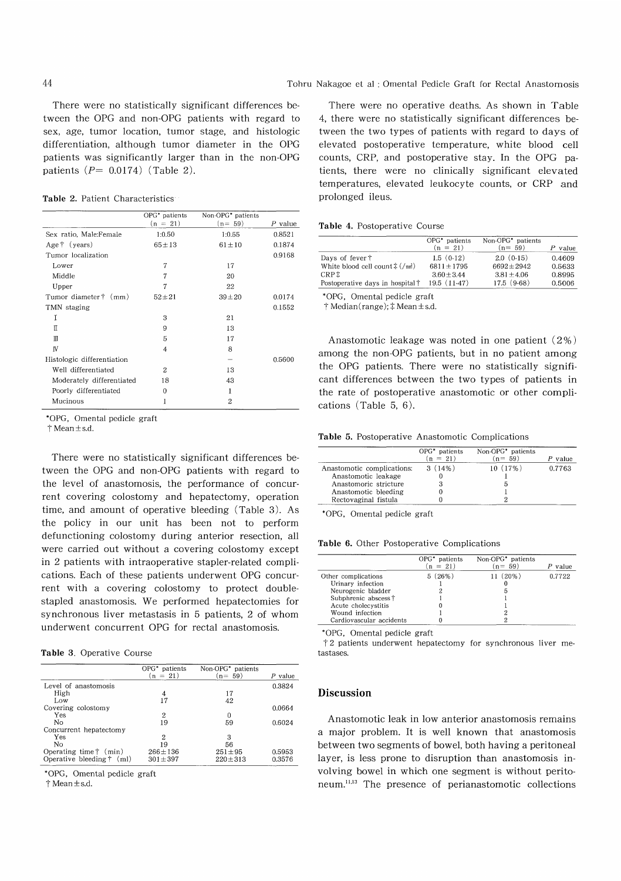There were no statistically significant differences between the OPG and non-OPG patients with regard to sex, age, tumor location, tumor stage, and histologic differentiation, although tumor diameter in the OPG patients was significantly larger than in the non-OPG patients ($P$= 0.0174) (Table 2).

**Table 2.** Patient Characteristics

| | OPG* patients (n = 21) | Non-OPG* patients (n= 59) | $P$ value |
|---|---|---|---|
| Sex ratio, Male:Female | 1:0.50 | 1:0.55 | 0.8521 |
| Age† (years) | 65±13 | 61±10 | 0.1874 |
| Tumor localization | | | 0.9168 |
| Lower | 7 | 17 | |
| Middle | 7 | 20 | |
| Upper | 7 | 22 | |
| Tumor diameter† (mm) | 52±21 | 39±20 | 0.0174 |
| TMN staging | | | 0.1552 |
| I | 3 | 21 | |
| II | 9 | 13 | |
| III | 5 | 17 | |
| IV | 4 | 8 | |
| Histologic differentiation | | − | 0.5600 |
| Well differentiated | 2 | 13 | |
| Moderately differentiated | 18 | 43 | |
| Poorly differentiated | 0 | 1 | |
| Mucinous | 1 | 2 | |

*OPG, Omental pedicle graft
† Mean±s.d.

There were no statistically significant differences between the OPG and non-OPG patients with regard to the level of anastomosis, the performance of concurrent covering colostomy and hepatectomy, operation time, and amount of operative bleeding (Table 3). As the policy in our unit has been not to perform defunctioning colostomy during anterior resection, all were carried out without a covering colostomy except in 2 patients with intraoperative stapler-related complications. Each of these patients underwent OPG concurrent with a covering colostomy to protect double-stapled anastomosis. We performed hepatectomies for synchronous liver metastasis in 5 patients, 2 of whom underwent concurrent OPG for rectal anastomosis.

**Table 3.** Operative Course

| | OPG* patients (n = 21) | Non-OPG* patients (n= 59) | $P$ value |
|---|---|---|---|
| Level of anastomosis | | | 0.3824 |
| High | 4 | 17 | |
| Low | 17 | 42 | |
| Covering colostomy | | | 0.0664 |
| Yes | 2 | 0 | |
| No | 19 | 59 | 0.6024 |
| Concurrent hepatectomy | | | |
| Yes | 2 | 3 | |
| No | 19 | 56 | |
| Operating time† (min) | 266±136 | 251±95 | 0.5953 |
| Operative bleeding† (ml) | 301±397 | 220±313 | 0.3576 |

*OPG, Omental pedicle graft
† Mean±s.d.

There were no operative deaths. As shown in Table 4, there were no statistically significant differences between the two types of patients with regard to days of elevated postoperative temperature, white blood cell counts, CRP, and postoperative stay. In the OPG patients, there were no clinically significant elevated temperatures, elevated leukocyte counts, or CRP and prolonged ileus.

**Table 4.** Postoperative Course

| | OPG* patients (n = 21) | Non-OPG* patients (n= 59) | $P$ value |
|---|---|---|---|
| Days of fever† | 1.5 (0-12) | 2.0 (0-15) | 0.4609 |
| White blood cell count‡ (/mm³) | 6811±1795 | 6692±2942 | 0.5633 |
| CRP‡ | 3.60±3.44 | 3.81±4.06 | 0.8995 |
| Postoperative days in hospital† | 19.5 (11-47) | 17.5 (9-68) | 0.5006 |

*OPG, Omental pedicle graft
† Median(range); ‡ Mean±s.d.

Anastomotic leakage was noted in one patient (2%) among the non-OPG patients, but in no patient among the OPG patients. There were no statistically significant differences between the two types of patients in the rate of postoperative anastomotic or other complications (Table 5, 6).

**Table 5.** Postoperative Anastomotic Complications

| | OPG* patients (n = 21) | Non-OPG* patients (n= 59) | $P$ value |
|---|---|---|---|
| Anastomotic complications: | 3 (14%) | 10 (17%) | 0.7763 |
| Anastomotic leakage | 0 | 1 | |
| Anastomoric stricture | 3 | 5 | |
| Anastomotic bleeding | 0 | 1 | |
| Rectovaginal fistula | 0 | 2 | |

*OPG, Omental pedicle graft

**Table 6.** Other Postoperative Complications

| | OPG* patients (n = 21) | Non-OPG* patients (n= 59) | $P$ value |
|---|---|---|---|
| Other complications | 5 (26%) | 11 (20%) | 0.7722 |
| Urinary infection | 1 | 0 | |
| Neurogenic bladder | 2 | 5 | |
| Subphrenic abscess† | 1 | 1 | |
| Acute cholecystitis | 0 | 1 | |
| Wound infection | 1 | 2 | |
| Cardiovascular accidents | 0 | 2 | |

*OPG, Omental pedicle graft
† 2 patients underwent hepatectomy for synchronous liver metastases.

## Discussion

Anastomotic leak in low anterior anastomosis remains a major problem. It is well known that anastomosis between two segments of bowel, both having a peritoneal layer, is less prone to disruption than anastomosis involving bowel in which one segment is without peritoneum.[11,13] The presence of perianastomotic collections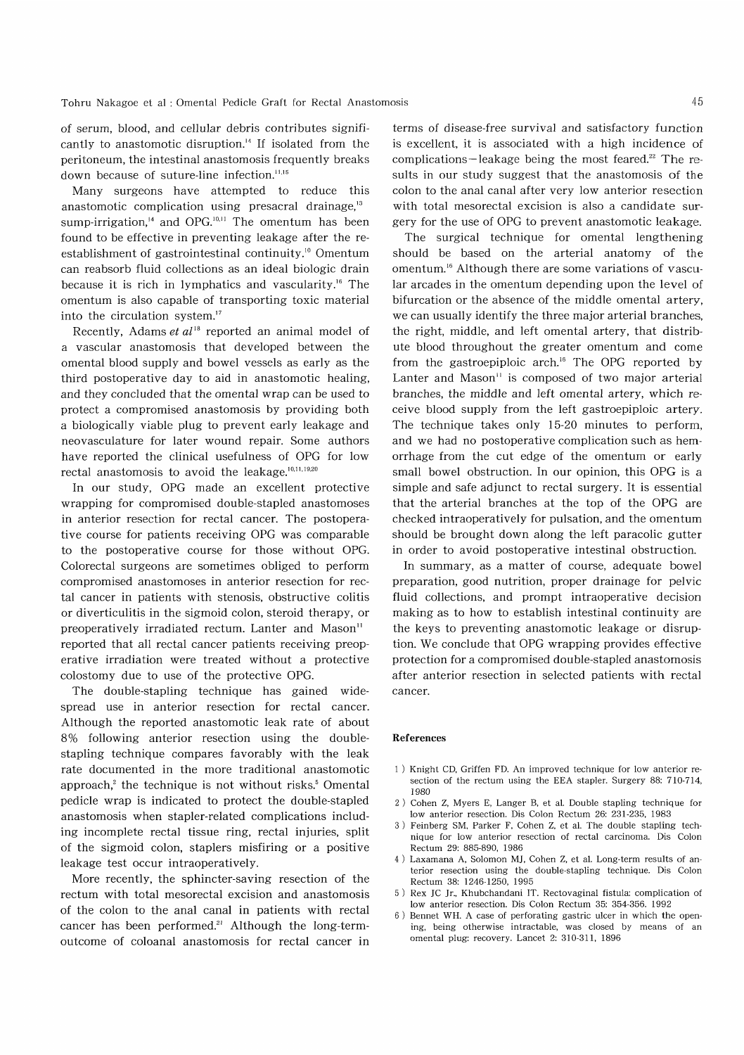of serum, blood, and cellular debris contributes significantly to anastomotic disruption.[14] If isolated from the peritoneum, the intestinal anastomosis frequently breaks down because of suture-line infection.[11,15]

Many surgeons have attempted to reduce this anastomotic complication using presacral drainage,[13] sump-irrigation,[14] and OPG.[10,11] The omentum has been found to be effective in preventing leakage after the reestablishment of gastrointestinal continuity.[10] Omentum can reabsorb fluid collections as an ideal biologic drain because it is rich in lymphatics and vascularity.[16] The omentum is also capable of transporting toxic material into the circulation system.[17]

Recently, Adams *et al*[18] reported an animal model of a vascular anastomosis that developed between the omental blood supply and bowel vessels as early as the third postoperative day to aid in anastomotic healing, and they concluded that the omental wrap can be used to protect a compromised anastomosis by providing both a biologically viable plug to prevent early leakage and neovasculature for later wound repair. Some authors have reported the clinical usefulness of OPG for low rectal anastomosis to avoid the leakage.[10,11,19,20]

In our study, OPG made an excellent protective wrapping for compromised double-stapled anastomoses in anterior resection for rectal cancer. The postoperative course for patients receiving OPG was comparable to the postoperative course for those without OPG. Colorectal surgeons are sometimes obliged to perform compromised anastomoses in anterior resection for rectal cancer in patients with stenosis, obstructive colitis or diverticulitis in the sigmoid colon, steroid therapy, or preoperatively irradiated rectum. Lanter and Mason[11] reported that all rectal cancer patients receiving preoperative irradiation were treated without a protective colostomy due to use of the protective OPG.

The double-stapling technique has gained widespread use in anterior resection for rectal cancer. Although the reported anastomotic leak rate of about 8% following anterior resection using the double-stapling technique compares favorably with the leak rate documented in the more traditional anastomotic approach,[2] the technique is not without risks.[5] Omental pedicle wrap is indicated to protect the double-stapled anastomosis when stapler-related complications including incomplete rectal tissue ring, rectal injuries, split of the sigmoid colon, staplers misfiring or a positive leakage test occur intraoperatively.

More recently, the sphincter-saving resection of the rectum with total mesorectal excision and anastomosis of the colon to the anal canal in patients with rectal cancer has been performed.[21] Although the long-term-outcome of coloanal anastomosis for rectal cancer in terms of disease-free survival and satisfactory function is excellent, it is associated with a high incidence of complications—leakage being the most feared.[22] The results in our study suggest that the anastomosis of the colon to the anal canal after very low anterior resection with total mesorectal excision is also a candidate surgery for the use of OPG to prevent anastomotic leakage.

The surgical technique for omental lengthening should be based on the arterial anatomy of the omentum.[16] Although there are some variations of vascular arcades in the omentum depending upon the level of bifurcation or the absence of the middle omental artery, we can usually identify the three major arterial branches, the right, middle, and left omental artery, that distribute blood throughout the greater omentum and come from the gastroepiploic arch.[16] The OPG reported by Lanter and Mason[11] is composed of two major arterial branches, the middle and left omental artery, which receive blood supply from the left gastroepiploic artery. The technique takes only 15-20 minutes to perform, and we had no postoperative complication such as hemorrhage from the cut edge of the omentum or early small bowel obstruction. In our opinion, this OPG is a simple and safe adjunct to rectal surgery. It is essential that the arterial branches at the top of the OPG are checked intraoperatively for pulsation, and the omentum should be brought down along the left paracolic gutter in order to avoid postoperative intestinal obstruction.

In summary, as a matter of course, adequate bowel preparation, good nutrition, proper drainage for pelvic fluid collections, and prompt intraoperative decision making as to how to establish intestinal continuity are the keys to preventing anastomotic leakage or disruption. We conclude that OPG wrapping provides effective protection for a compromised double-stapled anastomosis after anterior resection in selected patients with rectal cancer.

## References

1) Knight CD, Griffen FD. An improved technique for low anterior resection of the rectum using the EEA stapler. Surgery 88: 710-714, 1980
2) Cohen Z, Myers E, Langer B, et al. Double stapling technique for low anterior resection. Dis Colon Rectum 26: 231-235, 1983
3) Feinberg SM, Parker F, Cohen Z, et al. The double stapling technique for low anterior resection of rectal carcinoma. Dis Colon Rectum 29: 885-890, 1986
4) Laxamana A, Solomon MJ, Cohen Z, et al. Long-term results of anterior resection using the double-stapling technique. Dis Colon Rectum 38: 1246-1250, 1995
5) Rex JC Jr., Khubchandani IT. Rectovaginal fistula: complication of low anterior resection. Dis Colon Rectum 35: 354-356, 1992
6) Bennet WH. A case of perforating gastric ulcer in which the opening, being otherwise intractable, was closed by means of an omental plug: recovery. Lancet 2: 310-311, 1896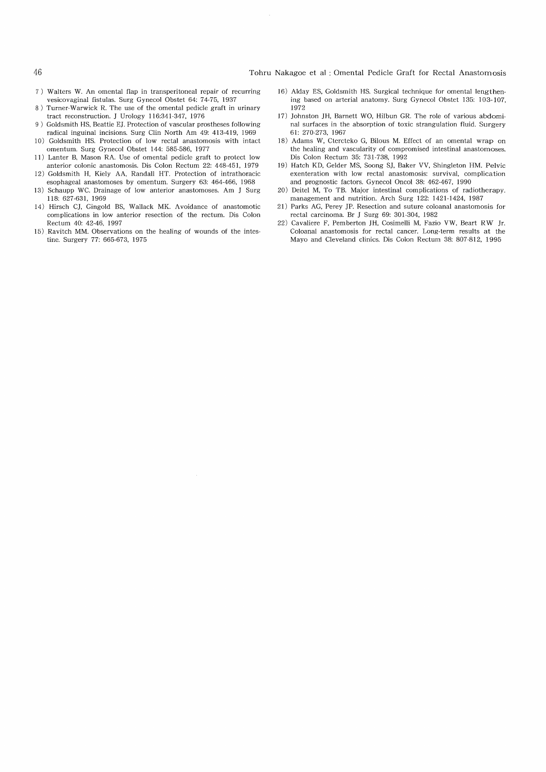7) Walters W. An omental flap in transperitoneal repair of recurring vesicovaginal fistulas. Surg Gynecol Obstet 64: 74-75, 1937

8) Turner-Warwick R. The use of the omental pedicle graft in urinary tract reconstruction. J Urology 116:341-347, 1976

9) Goldsmith HS, Beattie EJ. Protection of vascular prostheses following radical inguinal incisions. Surg Clin North Am 49: 413-419, 1969

10) Goldsmith HS. Protection of low rectal anastomosis with intact omentum. Surg Gynecol Obstet 144: 585-586, 1977

11) Lanter B, Mason RA. Use of omental pedicle graft to protect low anterior colonic anastomosis. Dis Colon Rectum 22: 448-451, 1979

12) Goldsmith H, Kiely AA, Randall HT. Protection of intrathoracic esophageal anastomoses by omentum. Surgery 63: 464-466, 1968

13) Schaupp WC. Drainage of low anterior anastomoses. Am J Surg 118: 627-631, 1969

14) Hirsch CJ, Gingold BS, Wallack MK. Avoidance of anastomotic complications in low anterior resection of the rectum. Dis Colon Rectum 40: 42-46, 1997

15) Ravitch MM. Observations on the healing of wounds of the intestine. Surgery 77: 665-673, 1975

16) Alday ES, Goldsmith HS. Surgical technique for omental lengthening based on arterial anatomy. Surg Gynecol Obstet 135: 103-107, 1972

17) Johnston JH, Barnett WO, Hilbun GR. The role of various abdominal surfaces in the absorption of toxic strangulation fluid. Surgery 61: 270-273, 1967

18) Adams W, Ctercteko G, Bilous M. Effect of an omental wrap on the healing and vascularity of compromised intestinal anastomoses. Dis Colon Rectum 35: 731-738, 1992

19) Hatch KD, Gelder MS, Soong SJ, Baker VV, Shingleton HM. Pelvic exenteration with low rectal anastomosis: survival, complication and prognostic factors. Gynecol Oncol 38: 462-467, 1990

20) Deitel M, To TB. Major intestinal complications of radiotherapy. management and nutrition. Arch Surg 122: 1421-1424, 1987

21) Parks AG, Percy JP. Resection and suture coloanal anastomosis for rectal carcinoma. Br J Surg 69: 301-304, 1982

22) Cavaliere F, Pemberton JH, Cosimelli M, Fazio VW, Beart RW Jr. Coloanal anastomosis for rectal cancer. Long-term results at the Mayo and Cleveland clinics. Dis Colon Rectum 38: 807-812, 1995